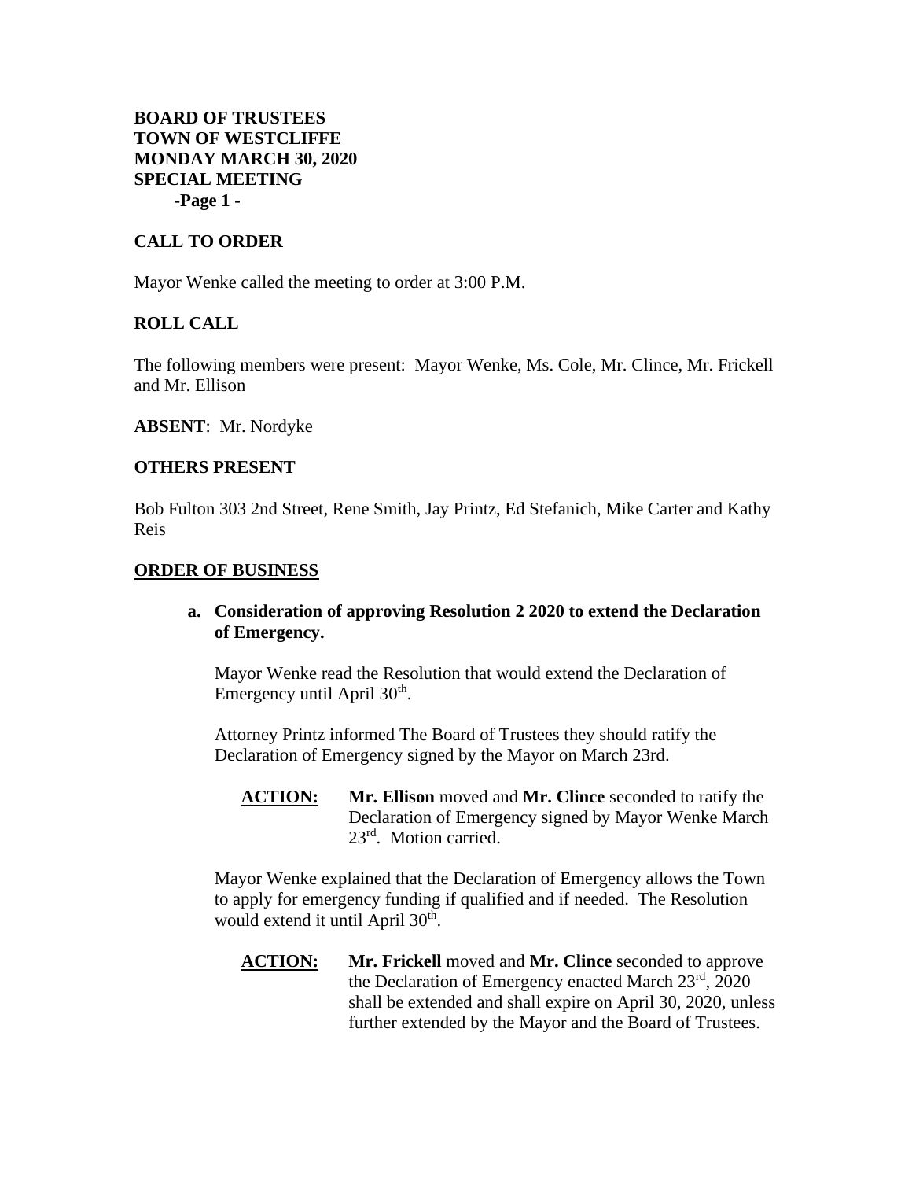**BOARD OF TRUSTEES**
**TOWN OF WESTCLIFFE**
**MONDAY MARCH 30, 2020**
**SPECIAL MEETING**

## CALL TO ORDER

Mayor Wenke called the meeting to order at 3:00 P.M.

## ROLL CALL

The following members were present: Mayor Wenke, Ms. Cole, Mr. Clince, Mr. Frickell and Mr. Ellison

**ABSENT**: Mr. Nordyke

## OTHERS PRESENT

Bob Fulton 303 2nd Street, Rene Smith, Jay Printz, Ed Stefanich, Mike Carter and Kathy Reis

## ORDER OF BUSINESS

**a. Consideration of approving Resolution 2 2020 to extend the Declaration of Emergency.**

Mayor Wenke read the Resolution that would extend the Declaration of Emergency until April 30th.

Attorney Printz informed The Board of Trustees they should ratify the Declaration of Emergency signed by the Mayor on March 23rd.

**ACTION:** **Mr. Ellison** moved and **Mr. Clince** seconded to ratify the Declaration of Emergency signed by Mayor Wenke March 23rd. Motion carried.

Mayor Wenke explained that the Declaration of Emergency allows the Town to apply for emergency funding if qualified and if needed. The Resolution would extend it until April 30th.

**ACTION:** **Mr. Frickell** moved and **Mr. Clince** seconded to approve the Declaration of Emergency enacted March 23rd, 2020 shall be extended and shall expire on April 30, 2020, unless further extended by the Mayor and the Board of Trustees.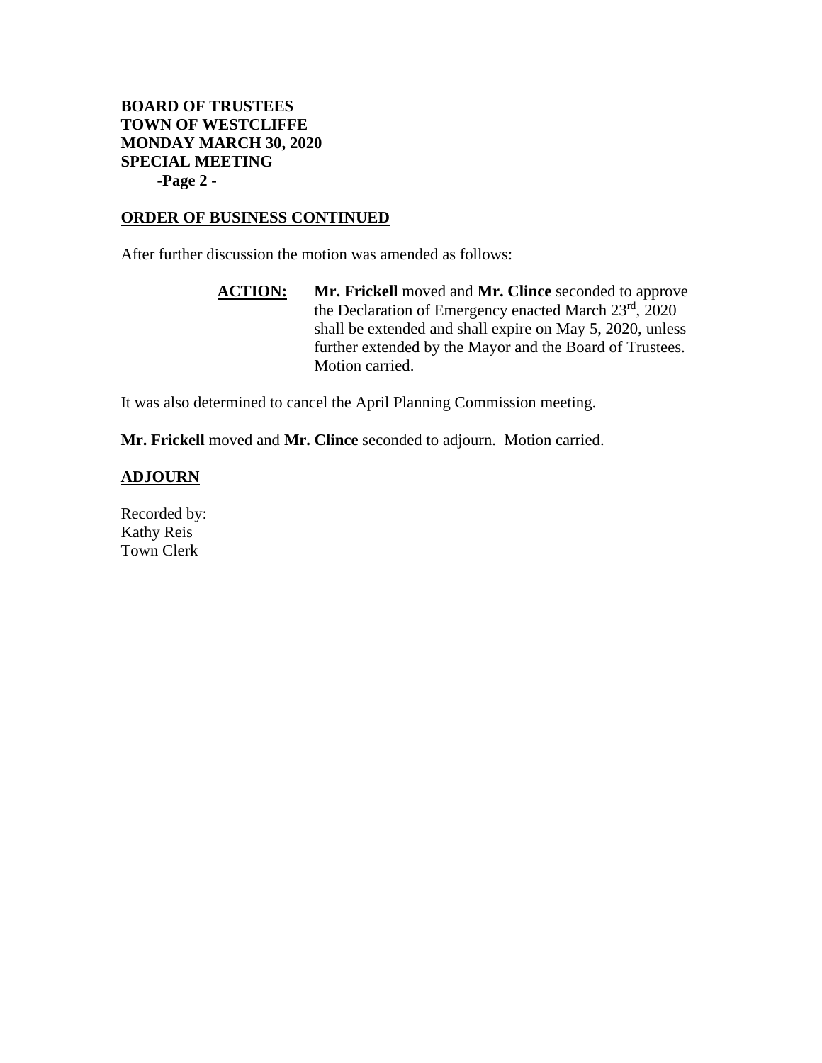**BOARD OF TRUSTEES**
**TOWN OF WESTCLIFFE**
**MONDAY MARCH 30, 2020**
**SPECIAL MEETING**
**-Page 2 -**

## ORDER OF BUSINESS CONTINUED

After further discussion the motion was amended as follows:

> **ACTION:** **Mr. Frickell** moved and **Mr. Clince** seconded to approve the Declaration of Emergency enacted March 23rd, 2020 shall be extended and shall expire on May 5, 2020, unless further extended by the Mayor and the Board of Trustees. Motion carried.

It was also determined to cancel the April Planning Commission meeting.

**Mr. Frickell** moved and **Mr. Clince** seconded to adjourn. Motion carried.

## ADJOURN

Recorded by:
Kathy Reis
Town Clerk